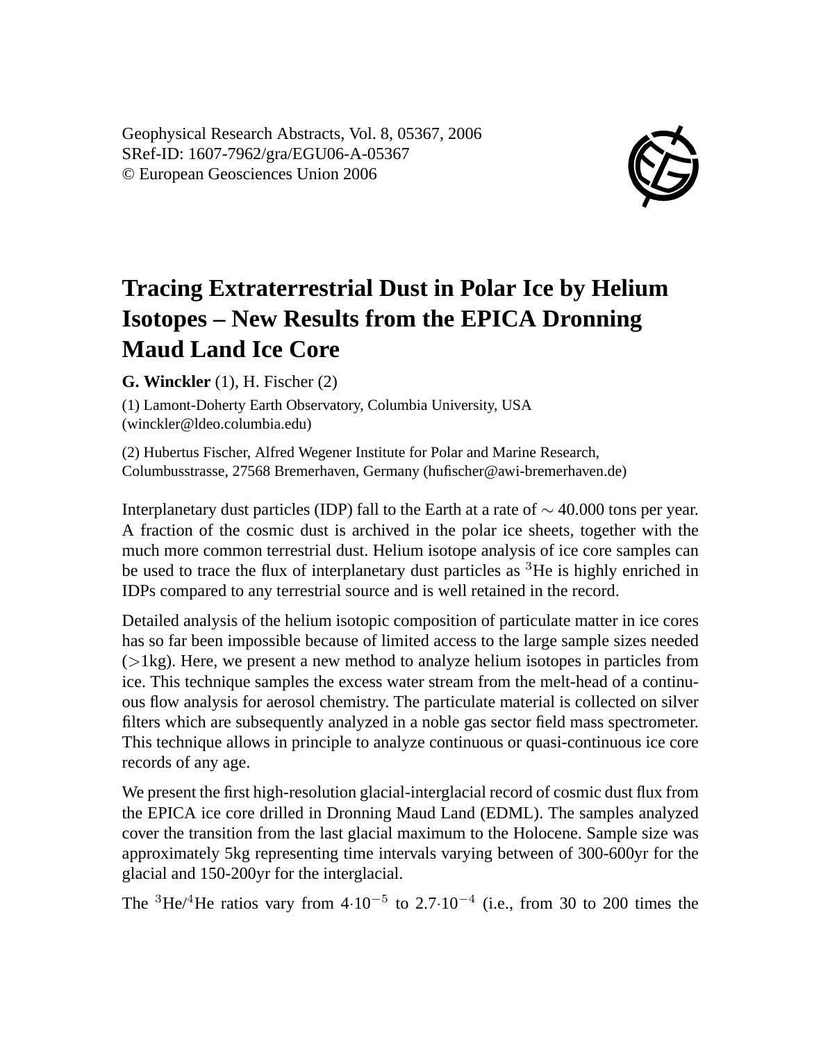Geophysical Research Abstracts, Vol. 8, 05367, 2006
SRef-ID: 1607-7962/gra/EGU06-A-05367
© European Geosciences Union 2006

# Tracing Extraterrestrial Dust in Polar Ice by Helium Isotopes – New Results from the EPICA Dronning Maud Land Ice Core

**G. Winckler** (1), H. Fischer (2)

(1) Lamont-Doherty Earth Observatory, Columbia University, USA (winckler@ldeo.columbia.edu)

(2) Hubertus Fischer, Alfred Wegener Institute for Polar and Marine Research, Columbusstrasse, 27568 Bremerhaven, Germany (hufischer@awi-bremerhaven.de)

Interplanetary dust particles (IDP) fall to the Earth at a rate of $\sim$ 40.000 tons per year. A fraction of the cosmic dust is archived in the polar ice sheets, together with the much more common terrestrial dust. Helium isotope analysis of ice core samples can be used to trace the flux of interplanetary dust particles as $^3$He is highly enriched in IDPs compared to any terrestrial source and is well retained in the record.

Detailed analysis of the helium isotopic composition of particulate matter in ice cores has so far been impossible because of limited access to the large sample sizes needed ($>$1kg). Here, we present a new method to analyze helium isotopes in particles from ice. This technique samples the excess water stream from the melt-head of a continuous flow analysis for aerosol chemistry. The particulate material is collected on silver filters which are subsequently analyzed in a noble gas sector field mass spectrometer. This technique allows in principle to analyze continuous or quasi-continuous ice core records of any age.

We present the first high-resolution glacial-interglacial record of cosmic dust flux from the EPICA ice core drilled in Dronning Maud Land (EDML). The samples analyzed cover the transition from the last glacial maximum to the Holocene. Sample size was approximately 5kg representing time intervals varying between of 300-600yr for the glacial and 150-200yr for the interglacial.

The $^3$He/$^4$He ratios vary from $4 \cdot 10^{-5}$ to $2.7 \cdot 10^{-4}$ (i.e., from 30 to 200 times the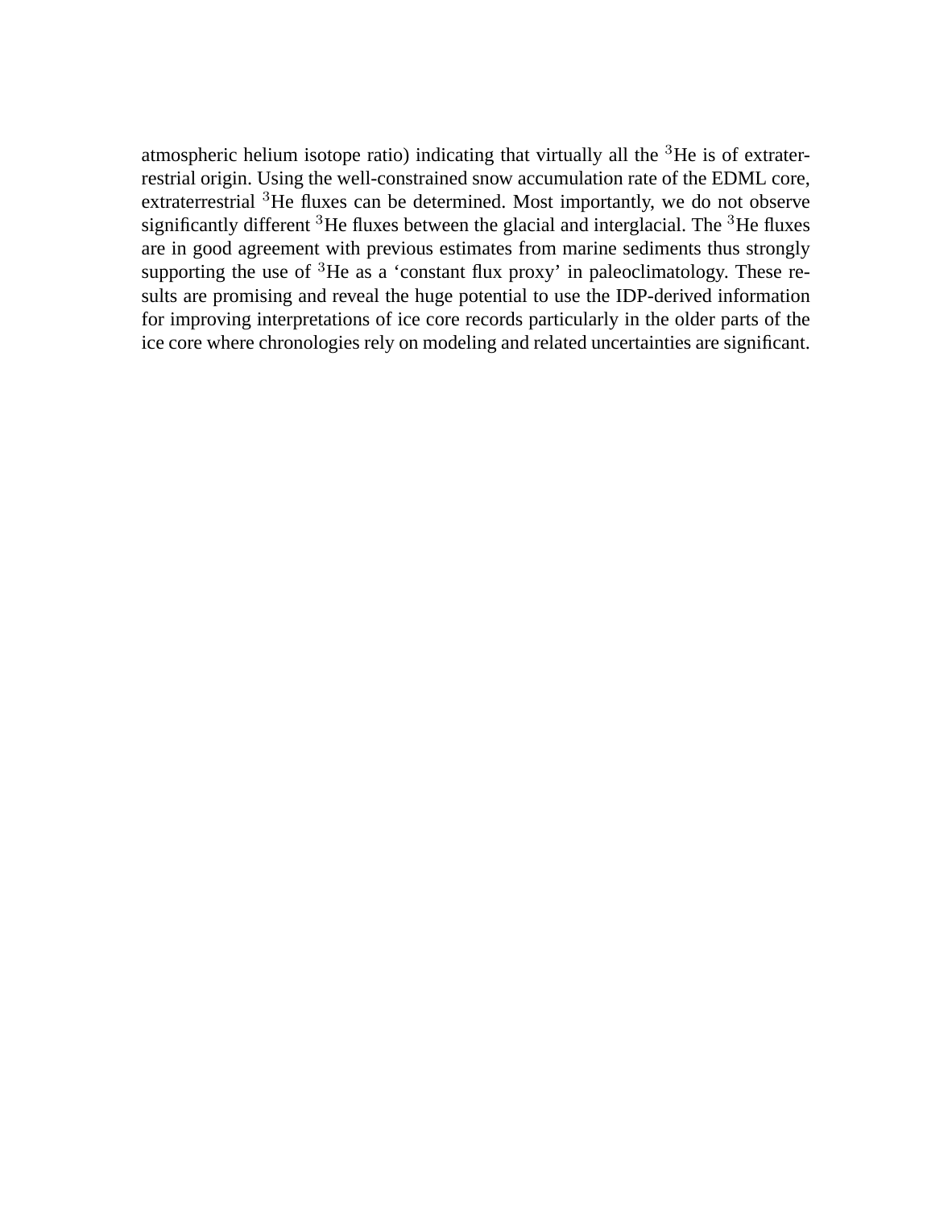atmospheric helium isotope ratio) indicating that virtually all the $^3$He is of extraterrestrial origin. Using the well-constrained snow accumulation rate of the EDML core, extraterrestrial $^3$He fluxes can be determined. Most importantly, we do not observe significantly different $^3$He fluxes between the glacial and interglacial. The $^3$He fluxes are in good agreement with previous estimates from marine sediments thus strongly supporting the use of $^3$He as a 'constant flux proxy' in paleoclimatology. These results are promising and reveal the huge potential to use the IDP-derived information for improving interpretations of ice core records particularly in the older parts of the ice core where chronologies rely on modeling and related uncertainties are significant.